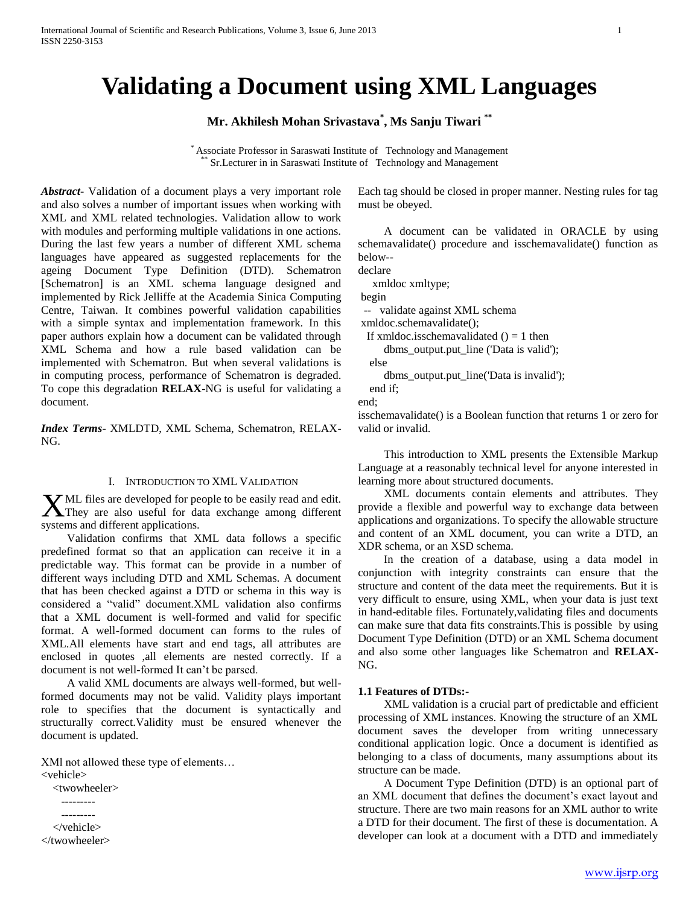# Validating a Document using XML Languages

**Mr. Akhilesh Mohan Srivastava[*], Ms Sanju Tiwari [**]**

[*] Associate Professor in Saraswati Institute of Technology and Management
[**] Sr.Lecturer in in Saraswati Institute of Technology and Management

***Abstract***- Validation of a document plays a very important role and also solves a number of important issues when working with XML and XML related technologies. Validation allow to work with modules and performing multiple validations in one actions. During the last few years a number of different XML schema languages have appeared as suggested replacements for the ageing Document Type Definition (DTD). Schematron [Schematron] is an XML schema language designed and implemented by Rick Jelliffe at the Academia Sinica Computing Centre, Taiwan. It combines powerful validation capabilities with a simple syntax and implementation framework. In this paper authors explain how a document can be validated through XML Schema and how a rule based validation can be implemented with Schematron. But when several validations is in computing process, performance of Schematron is degraded. To cope this degradation **RELAX**-NG is useful for validating a document.

***Index Terms***- XMLDTD, XML Schema, Schematron, RELAX-NG.

## I. Introduction to XML Validation

XML files are developed for people to be easily read and edit. They are also useful for data exchange among different systems and different applications.

Validation confirms that XML data follows a specific predefined format so that an application can receive it in a predictable way. This format can be provide in a number of different ways including DTD and XML Schemas. A document that has been checked against a DTD or schema in this way is considered a "valid" document.XML validation also confirms that a XML document is well-formed and valid for specific format. A well-formed document can forms to the rules of XML.All elements have start and end tags, all attributes are enclosed in quotes ,all elements are nested correctly. If a document is not well-formed It can't be parsed.

A valid XML documents are always well-formed, but well-formed documents may not be valid. Validity plays important role to specifies that the document is syntactically and structurally correct.Validity must be ensured whenever the document is updated.

XMl not allowed these type of elements…

```
<vehicle>
   <twowheeler>
      ---------
      ---------
   </vehicle>
</twowheeler>
```

Each tag should be closed in proper manner. Nesting rules for tag must be obeyed.

A document can be validated in ORACLE by using schemavalidate() procedure and isschemavalidate() function as below--

```
declare
   xmldoc xmltype;
 begin
 -- validate against XML schema
 xmldoc.schemavalidate();
  If xmldoc.isschemavalidated () = 1 then
      dbms_output.put_line ('Data is valid');
   else
      dbms_output.put_line('Data is invalid');
   end if;
end;
```

isschemavalidate() is a Boolean function that returns 1 or zero for valid or invalid.

This introduction to XML presents the Extensible Markup Language at a reasonably technical level for anyone interested in learning more about structured documents.

XML documents contain elements and attributes. They provide a flexible and powerful way to exchange data between applications and organizations. To specify the allowable structure and content of an XML document, you can write a DTD, an XDR schema, or an XSD schema.

In the creation of a database, using a data model in conjunction with integrity constraints can ensure that the structure and content of the data meet the requirements. But it is very difficult to ensure, using XML, when your data is just text in hand-editable files. Fortunately,validating files and documents can make sure that data fits constraints.This is possible by using Document Type Definition (DTD) or an XML Schema document and also some other languages like Schematron and **RELAX**-NG.

### 1.1 Features of DTDs:-

XML validation is a crucial part of predictable and efficient processing of XML instances. Knowing the structure of an XML document saves the developer from writing unnecessary conditional application logic. Once a document is identified as belonging to a class of documents, many assumptions about its structure can be made.

A Document Type Definition (DTD) is an optional part of an XML document that defines the document's exact layout and structure. There are two main reasons for an XML author to write a DTD for their document. The first of these is documentation. A developer can look at a document with a DTD and immediately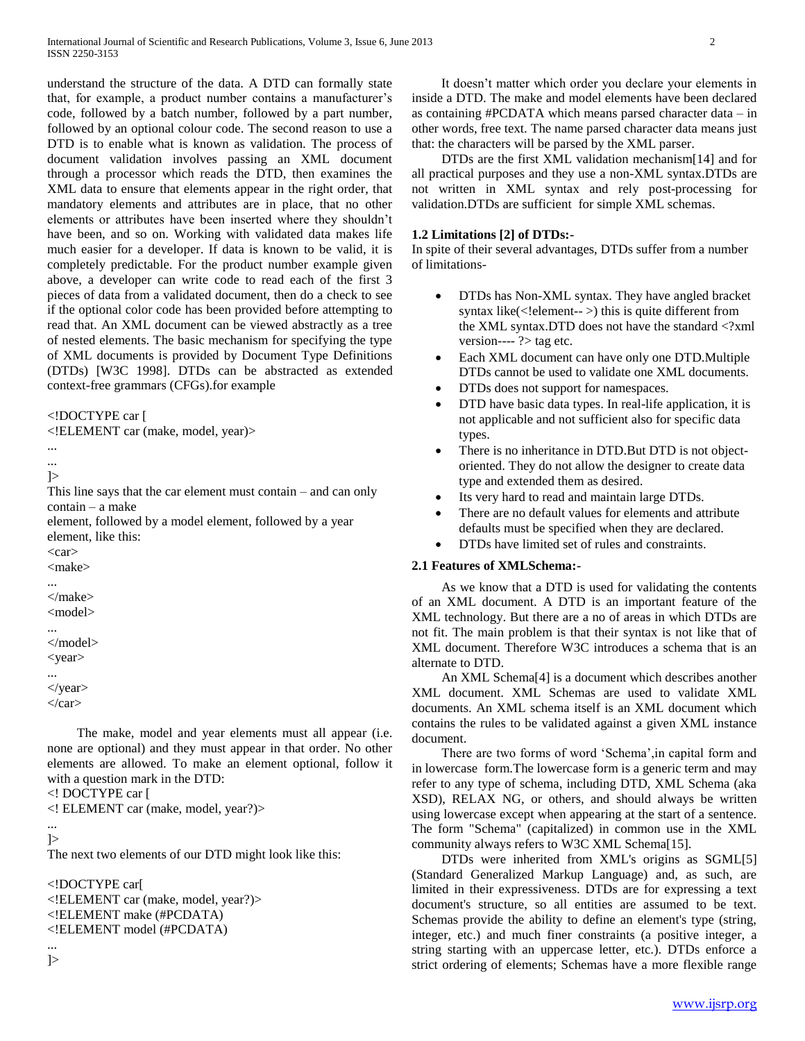understand the structure of the data. A DTD can formally state that, for example, a product number contains a manufacturer's code, followed by a batch number, followed by a part number, followed by an optional colour code. The second reason to use a DTD is to enable what is known as validation. The process of document validation involves passing an XML document through a processor which reads the DTD, then examines the XML data to ensure that elements appear in the right order, that mandatory elements and attributes are in place, that no other elements or attributes have been inserted where they shouldn't have been, and so on. Working with validated data makes life much easier for a developer. If data is known to be valid, it is completely predictable. For the product number example given above, a developer can write code to read each of the first 3 pieces of data from a validated document, then do a check to see if the optional color code has been provided before attempting to read that. An XML document can be viewed abstractly as a tree of nested elements. The basic mechanism for specifying the type of XML documents is provided by Document Type Definitions (DTDs) [W3C 1998]. DTDs can be abstracted as extended context-free grammars (CFGs).for example

```
<!DOCTYPE car [
<!ELEMENT car (make, model, year)>
...
...
]>
```

This line says that the car element must contain – and can only contain – a make element, followed by a model element, followed by a year element, like this:

```
<car>
<make>
...
</make>
<model>
...
</model>
<year>
...
</year>
</car>
```

The make, model and year elements must all appear (i.e. none are optional) and they must appear in that order. No other elements are allowed. To make an element optional, follow it with a question mark in the DTD:

```
<! DOCTYPE car [
<! ELEMENT car (make, model, year?)>
...
]>
```

The next two elements of our DTD might look like this:

```
<!DOCTYPE car[
<!ELEMENT car (make, model, year?)>
<!ELEMENT make (#PCDATA)
<!ELEMENT model (#PCDATA)
...
]>
```

It doesn't matter which order you declare your elements in inside a DTD. The make and model elements have been declared as containing #PCDATA which means parsed character data – in other words, free text. The name parsed character data means just that: the characters will be parsed by the XML parser.

DTDs are the first XML validation mechanism[14] and for all practical purposes and they use a non-XML syntax.DTDs are not written in XML syntax and rely post-processing for validation.DTDs are sufficient for simple XML schemas.

**1.2 Limitations [2] of DTDs:-**

In spite of their several advantages, DTDs suffer from a number of limitations-

- DTDs has Non-XML syntax. They have angled bracket syntax like(<!element-- >) this is quite different from the XML syntax.DTD does not have the standard <?xml version---- ?> tag etc.
- Each XML document can have only one DTD.Multiple DTDs cannot be used to validate one XML documents.
- DTDs does not support for namespaces.
- DTD have basic data types. In real-life application, it is not applicable and not sufficient also for specific data types.
- There is no inheritance in DTD.But DTD is not object-oriented. They do not allow the designer to create data type and extended them as desired.
- Its very hard to read and maintain large DTDs.
- There are no default values for elements and attribute defaults must be specified when they are declared.
- DTDs have limited set of rules and constraints.

**2.1 Features of XMLSchema:-**

As we know that a DTD is used for validating the contents of an XML document. A DTD is an important feature of the XML technology. But there are a no of areas in which DTDs are not fit. The main problem is that their syntax is not like that of XML document. Therefore W3C introduces a schema that is an alternate to DTD.

An XML Schema[4] is a document which describes another XML document. XML Schemas are used to validate XML documents. An XML schema itself is an XML document which contains the rules to be validated against a given XML instance document.

There are two forms of word 'Schema',in capital form and in lowercase form.The lowercase form is a generic term and may refer to any type of schema, including DTD, XML Schema (aka XSD), RELAX NG, or others, and should always be written using lowercase except when appearing at the start of a sentence. The form "Schema" (capitalized) in common use in the XML community always refers to W3C XML Schema[15].

DTDs were inherited from XML's origins as SGML[5] (Standard Generalized Markup Language) and, as such, are limited in their expressiveness. DTDs are for expressing a text document's structure, so all entities are assumed to be text. Schemas provide the ability to define an element's type (string, integer, etc.) and much finer constraints (a positive integer, a string starting with an uppercase letter, etc.). DTDs enforce a strict ordering of elements; Schemas have a more flexible range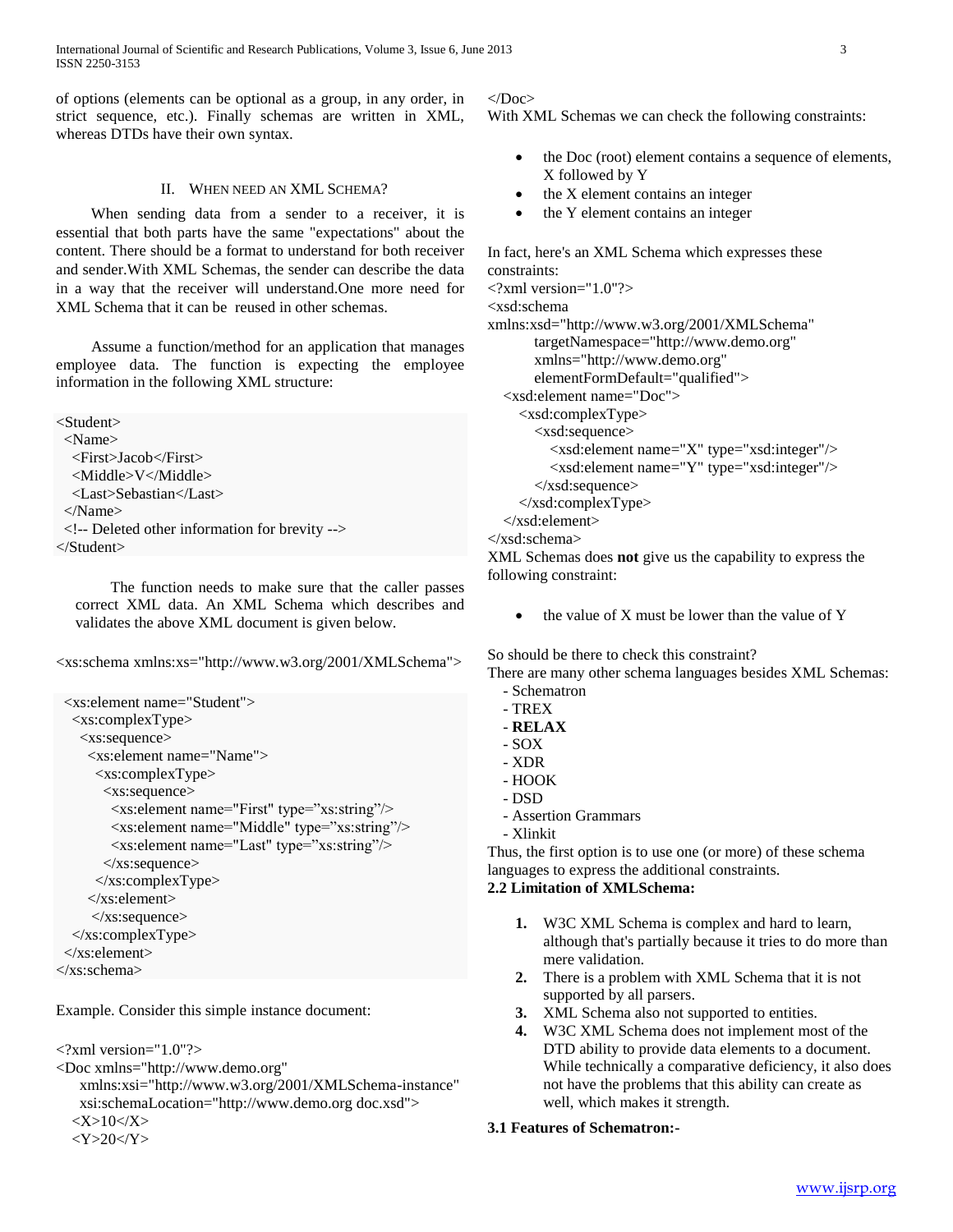of options (elements can be optional as a group, in any order, in strict sequence, etc.). Finally schemas are written in XML, whereas DTDs have their own syntax.

## II. When need an XML Schema?

When sending data from a sender to a receiver, it is essential that both parts have the same "expectations" about the content. There should be a format to understand for both receiver and sender.With XML Schemas, the sender can describe the data in a way that the receiver will understand.One more need for XML Schema that it can be reused in other schemas.

Assume a function/method for an application that manages employee data. The function is expecting the employee information in the following XML structure:

```
<Student>
 <Name>
  <First>Jacob</First>
  <Middle>V</Middle>
  <Last>Sebastian</Last>
 </Name>
 <!-- Deleted other information for brevity -->
</Student>
```

The function needs to make sure that the caller passes correct XML data. An XML Schema which describes and validates the above XML document is given below.

```
<xs:schema xmlns:xs="http://www.w3.org/2001/XMLSchema">

 <xs:element name="Student">
  <xs:complexType>
   <xs:sequence>
    <xs:element name="Name">
     <xs:complexType>
      <xs:sequence>
       <xs:element name="First" type="xs:string"/>
       <xs:element name="Middle" type="xs:string"/>
       <xs:element name="Last" type="xs:string"/>
      </xs:sequence>
     </xs:complexType>
    </xs:element>
   </xs:sequence>
  </xs:complexType>
 </xs:element>
</xs:schema>
```

Example. Consider this simple instance document:

```
<?xml version="1.0"?>
<Doc xmlns="http://www.demo.org"
   xmlns:xsi="http://www.w3.org/2001/XMLSchema-instance"
   xsi:schemaLocation="http://www.demo.org doc.xsd">
  <X>10</X>
  <Y>20</Y>
</Doc>
```

With XML Schemas we can check the following constraints:

- the Doc (root) element contains a sequence of elements, X followed by Y
- the X element contains an integer
- the Y element contains an integer

In fact, here's an XML Schema which expresses these constraints:

```
<?xml version="1.0"?>
<xsd:schema
xmlns:xsd="http://www.w3.org/2001/XMLSchema"
      targetNamespace="http://www.demo.org"
      xmlns="http://www.demo.org"
      elementFormDefault="qualified">
  <xsd:element name="Doc">
    <xsd:complexType>
      <xsd:sequence>
        <xsd:element name="X" type="xsd:integer"/>
        <xsd:element name="Y" type="xsd:integer"/>
      </xsd:sequence>
    </xsd:complexType>
  </xsd:element>
</xsd:schema>
```

XML Schemas does **not** give us the capability to express the following constraint:

- the value of X must be lower than the value of Y

So should be there to check this constraint?

There are many other schema languages besides XML Schemas:

- Schematron
- TREX
- **RELAX**
- SOX
- XDR
- HOOK
- DSD
- Assertion Grammars
- Xlinkit

Thus, the first option is to use one (or more) of these schema languages to express the additional constraints.

### 2.2 Limitation of XMLSchema:

1. W3C XML Schema is complex and hard to learn, although that's partially because it tries to do more than mere validation.
2. There is a problem with XML Schema that it is not supported by all parsers.
3. XML Schema also not supported to entities.
4. W3C XML Schema does not implement most of the DTD ability to provide data elements to a document. While technically a comparative deficiency, it also does not have the problems that this ability can create as well, which makes it strength.

### 3.1 Features of Schematron:-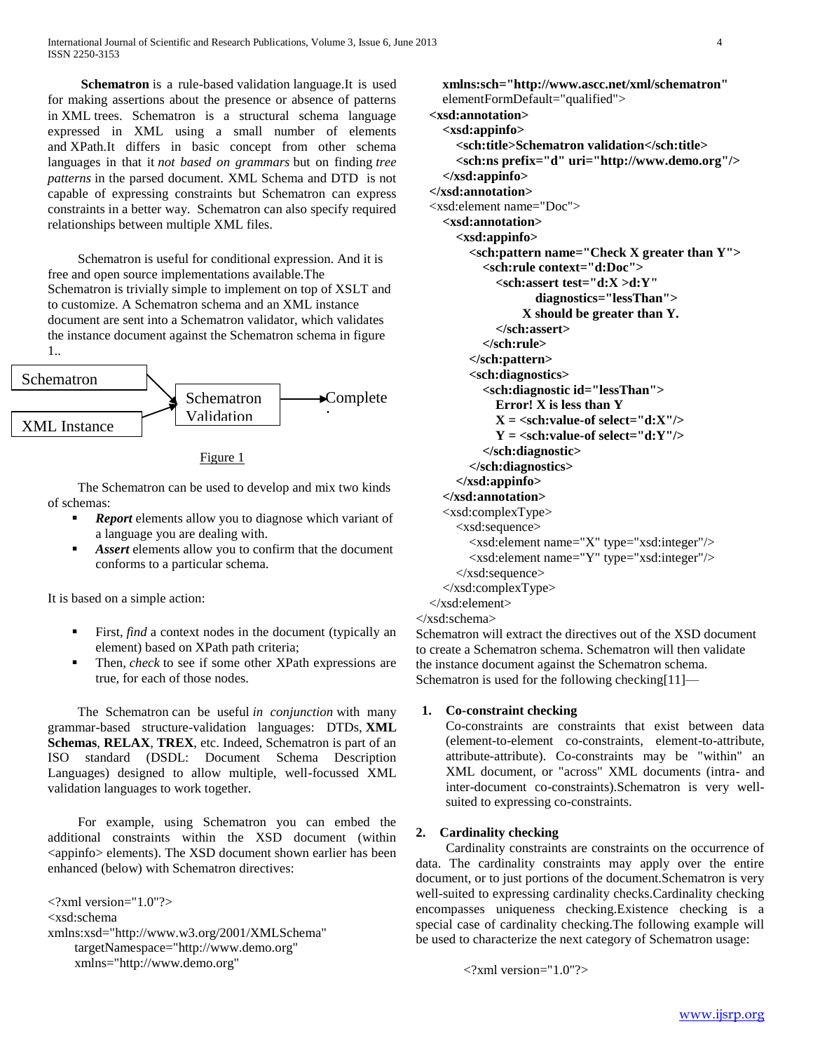**Schematron** is a rule-based validation language.It is used for making assertions about the presence or absence of patterns in XML trees. Schematron is a structural schema language expressed in XML using a small number of elements and XPath.It differs in basic concept from other schema languages in that it *not based on grammars* but on finding *tree patterns* in the parsed document. XML Schema and DTD is not capable of expressing constraints but Schematron can express constraints in a better way. Schematron can also specify required relationships between multiple XML files.

Schematron is useful for conditional expression. And it is free and open source implementations available.The Schematron is trivially simple to implement on top of XSLT and to customize. A Schematron schema and an XML instance document are sent into a Schematron validator, which validates the instance document against the Schematron schema in figure 1..

```
Schematron   ──┐
               ├──> Schematron Validation ──> Complete
XML Instance ──┘
```

Figure 1

The Schematron can be used to develop and mix two kinds of schemas:

- ***Report*** elements allow you to diagnose which variant of a language you are dealing with.
- ***Assert*** elements allow you to confirm that the document conforms to a particular schema.

It is based on a simple action:

- First, *find* a context nodes in the document (typically an element) based on XPath path criteria;
- Then, *check* to see if some other XPath expressions are true, for each of those nodes.

The Schematron can be useful *in conjunction* with many grammar-based structure-validation languages: DTDs, **XML Schemas**, **RELAX**, **TREX**, etc. Indeed, Schematron is part of an ISO standard (DSDL: Document Schema Description Languages) designed to allow multiple, well-focussed XML validation languages to work together.

For example, using Schematron you can embed the additional constraints within the XSD document (within <appinfo> elements). The XSD document shown earlier has been enhanced (below) with Schematron directives:

```
<?xml version="1.0"?>
<xsd:schema
xmlns:xsd="http://www.w3.org/2001/XMLSchema"
    targetNamespace="http://www.demo.org"
    xmlns="http://www.demo.org"
    xmlns:sch="http://www.ascc.net/xml/schematron"
    elementFormDefault="qualified">
  <xsd:annotation>
    <xsd:appinfo>
      <sch:title>Schematron validation</sch:title>
      <sch:ns prefix="d" uri="http://www.demo.org"/>
    </xsd:appinfo>
  </xsd:annotation>
  <xsd:element name="Doc">
    <xsd:annotation>
      <xsd:appinfo>
        <sch:pattern name="Check X greater than Y">
          <sch:rule context="d:Doc">
            <sch:assert test="d:X >d:Y"
                  diagnostics="lessThan">
                X should be greater than Y.
            </sch:assert>
          </sch:rule>
        </sch:pattern>
        <sch:diagnostics>
          <sch:diagnostic id="lessThan">
            Error! X is less than Y
            X = <sch:value-of select="d:X"/>
            Y = <sch:value-of select="d:Y"/>
          </sch:diagnostic>
        </sch:diagnostics>
      </xsd:appinfo>
    </xsd:annotation>
    <xsd:complexType>
      <xsd:sequence>
        <xsd:element name="X" type="xsd:integer"/>
        <xsd:element name="Y" type="xsd:integer"/>
      </xsd:sequence>
    </xsd:complexType>
  </xsd:element>
</xsd:schema>
```

Schematron will extract the directives out of the XSD document to create a Schematron schema. Schematron will then validate the instance document against the Schematron schema. Schematron is used for the following checking[11]—

**1. Co-constraint checking**

Co-constraints are constraints that exist between data (element-to-element co-constraints, element-to-attribute, attribute-attribute). Co-constraints may be "within" an XML document, or "across" XML documents (intra- and inter-document co-constraints).Schematron is very well-suited to expressing co-constraints.

**2. Cardinality checking**

Cardinality constraints are constraints on the occurrence of data. The cardinality constraints may apply over the entire document, or to just portions of the document.Schematron is very well-suited to expressing cardinality checks.Cardinality checking encompasses uniqueness checking.Existence checking is a special case of cardinality checking.The following example will be used to characterize the next category of Schematron usage:

```
<?xml version="1.0"?>
```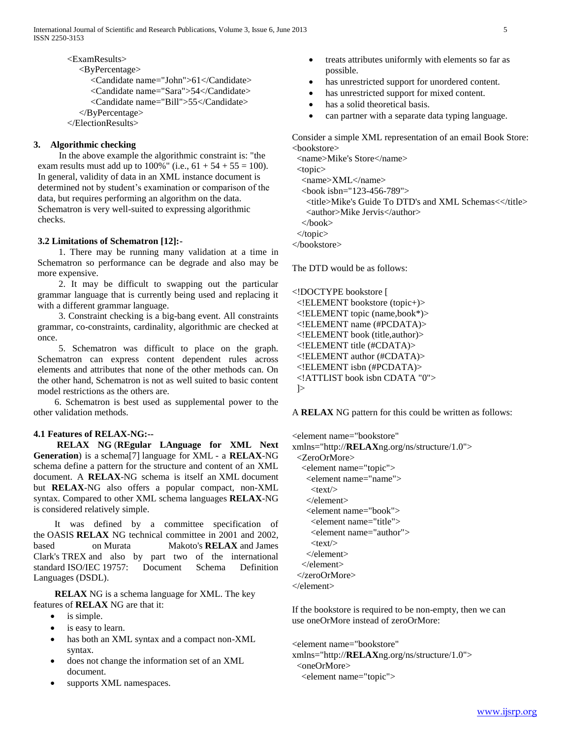```
<ExamResults>
   <ByPercentage>
      <Candidate name="John">61</Candidate>
      <Candidate name="Sara">54</Candidate>
      <Candidate name="Bill">55</Candidate>
   </ByPercentage>
</ElectionResults>
```

### 3. Algorithmic checking

In the above example the algorithmic constraint is: "the exam results must add up to 100%" (i.e., 61 + 54 + 55 = 100). In general, validity of data in an XML instance document is determined not by student's examination or comparison of the data, but requires performing an algorithm on the data. Schematron is very well-suited to expressing algorithmic checks.

### 3.2 Limitations of Schematron [12]:-

1. There may be running many validation at a time in Schematron so performance can be degrade and also may be more expensive.

2. It may be difficult to swapping out the particular grammar language that is currently being used and replacing it with a different grammar language.

3. Constraint checking is a big-bang event. All constraints grammar, co-constraints, cardinality, algorithmic are checked at once.

5. Schematron was difficult to place on the graph. Schematron can express content dependent rules across elements and attributes that none of the other methods can. On the other hand, Schematron is not as well suited to basic content model restrictions as the others are.

6. Schematron is best used as supplemental power to the other validation methods.

### 4.1 Features of RELAX-NG:--

**RELAX NG** (**REgular LAnguage for XML Next Generation**) is a schema[7] language for XML - a **RELAX**-NG schema define a pattern for the structure and content of an XML document. A **RELAX**-NG schema is itself an XML document but **RELAX**-NG also offers a popular compact, non-XML syntax. Compared to other XML schema languages **RELAX**-NG is considered relatively simple.

It was defined by a committee specification of the OASIS **RELAX** NG technical committee in 2001 and 2002, based on Murata Makoto's **RELAX** and James Clark's TREX and also by part two of the international standard ISO/IEC 19757: Document Schema Definition Languages (DSDL).

**RELAX** NG is a schema language for XML. The key features of **RELAX** NG are that it:

- is simple.
- is easy to learn.
- has both an XML syntax and a compact non-XML syntax.
- does not change the information set of an XML document.
- supports XML namespaces.
- treats attributes uniformly with elements so far as possible.
- has unrestricted support for unordered content.
- has unrestricted support for mixed content.
- has a solid theoretical basis.
- can partner with a separate data typing language.

Consider a simple XML representation of an email Book Store:

```
<bookstore>
  <name>Mike's Store</name>
  <topic>
    <name>XML</name>
    <book isbn="123-456-789">
      <title>Mike's Guide To DTD's and XML Schemas<</title>
      <author>Mike Jervis</author>
    </book>
  </topic>
</bookstore>
```

The DTD would be as follows:

```
<!DOCTYPE bookstore [
  <!ELEMENT bookstore (topic+)>
  <!ELEMENT topic (name,book*)>
  <!ELEMENT name (#PCDATA)>
  <!ELEMENT book (title,author)>
  <!ELEMENT title (#CDATA)>
  <!ELEMENT author (#CDATA)>
  <!ELEMENT isbn (#PCDATA)>
  <!ATTLIST book isbn CDATA "0">
  ]>
```

A **RELAX** NG pattern for this could be written as follows:

```
<element name="bookstore"
xmlns="http://RELAXng.org/ns/structure/1.0">
  <ZeroOrMore>
    <element name="topic">
      <element name="name">
        <text/>
      </element>
      <element name="book">
        <element name="title">
        <element name="author">
        <text/>
      </element>
    </element>
  </zeroOrMore>
</element>
```

If the bookstore is required to be non-empty, then we can use oneOrMore instead of zeroOrMore:

```
<element name="bookstore"
xmlns="http://RELAXng.org/ns/structure/1.0">
  <oneOrMore>
    <element name="topic">
```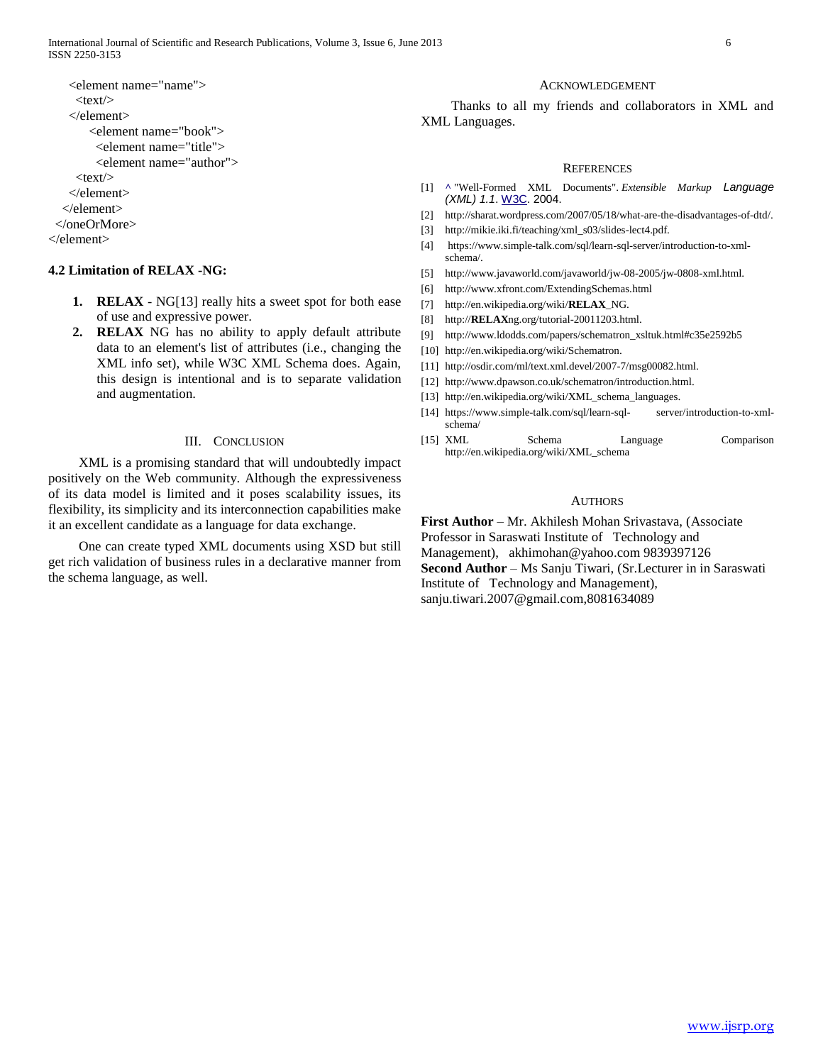```
<element name="name">
  <text/>
</element>
    <element name="book">
      <element name="title">
      <element name="author">
  <text/>
</element>
 </element>
 </oneOrMore>
</element>
```

### 4.2 Limitation of RELAX -NG:

1. **RELAX** - NG[13] really hits a sweet spot for both ease of use and expressive power.
2. **RELAX** NG has no ability to apply default attribute data to an element's list of attributes (i.e., changing the XML info set), while W3C XML Schema does. Again, this design is intentional and is to separate validation and augmentation.

## III. Conclusion

XML is a promising standard that will undoubtedly impact positively on the Web community. Although the expressiveness of its data model is limited and it poses scalability issues, its flexibility, its simplicity and its interconnection capabilities make it an excellent candidate as a language for data exchange.

One can create typed XML documents using XSD but still get rich validation of business rules in a declarative manner from the schema language, as well.

## Acknowledgement

Thanks to all my friends and collaborators in XML and XML Languages.

## References

[1] ^ "Well-Formed XML Documents". *Extensible Markup Language (XML) 1.1*. W3C. 2004.

[2] http://sharat.wordpress.com/2007/05/18/what-are-the-disadvantages-of-dtd/.

[3] http://mikie.iki.fi/teaching/xml_s03/slides-lect4.pdf.

[4] https://www.simple-talk.com/sql/learn-sql-server/introduction-to-xml-schema/.

[5] http://www.javaworld.com/javaworld/jw-08-2005/jw-0808-xml.html.

[6] http://www.xfront.com/ExtendingSchemas.html

[7] http://en.wikipedia.org/wiki/**RELAX**_NG.

[8] http://**RELAX**ng.org/tutorial-20011203.html.

[9] http://www.ldodds.com/papers/schematron_xsltuk.html#c35e2592b5

[10] http://en.wikipedia.org/wiki/Schematron.

[11] http://osdir.com/ml/text.xml.devel/2007-7/msg00082.html.

[12] http://www.dpawson.co.uk/schematron/introduction.html.

[13] http://en.wikipedia.org/wiki/XML_schema_languages.

[14] https://www.simple-talk.com/sql/learn-sql- server/introduction-to-xml-schema/

[15] XML Schema Language Comparison http://en.wikipedia.org/wiki/XML_schema

## Authors

**First Author** – Mr. Akhilesh Mohan Srivastava, (Associate Professor in Saraswati Institute of Technology and Management), akhimohan@yahoo.com 9839397126

**Second Author** – Ms Sanju Tiwari, (Sr.Lecturer in in Saraswati Institute of Technology and Management), sanju.tiwari.2007@gmail.com,8081634089